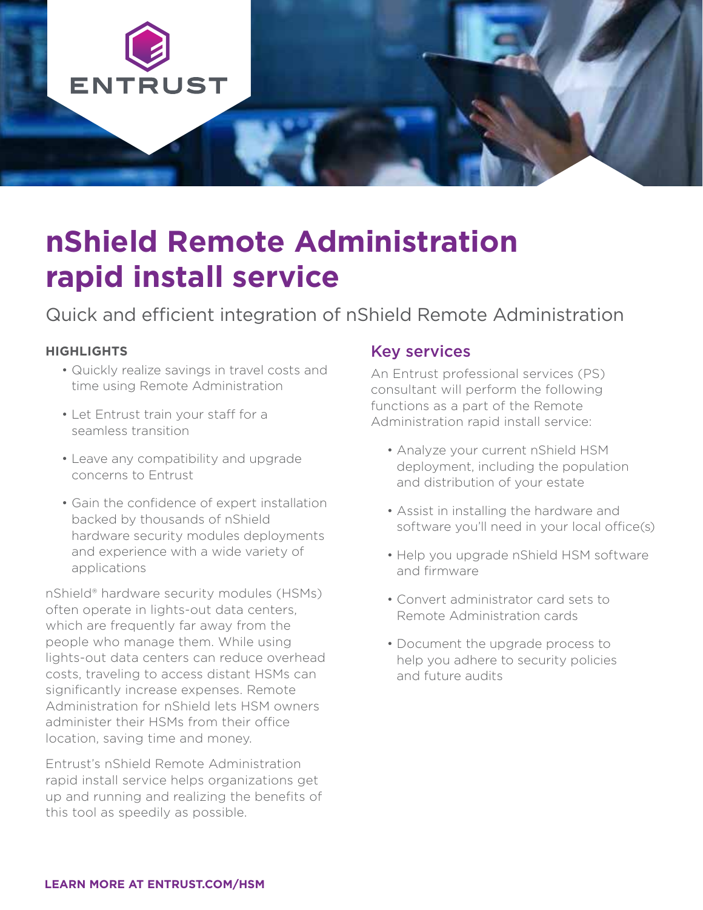ENTRUST

# nShield Remote Administration rapid install service

Quick and efficient integration of nShield Remote Administration

**HIGHLIGHTS**

- Quickly realize savings in travel costs and time using Remote Administration
- Let Entrust train your staff for a seamless transition
- Leave any compatibility and upgrade concerns to Entrust
- Gain the confidence of expert installation backed by thousands of nShield hardware security modules deployments and experience with a wide variety of applications

nShield® hardware security modules (HSMs) often operate in lights-out data centers, which are frequently far away from the people who manage them. While using lights-out data centers can reduce overhead costs, traveling to access distant HSMs can significantly increase expenses. Remote Administration for nShield lets HSM owners administer their HSMs from their office location, saving time and money.

Entrust's nShield Remote Administration rapid install service helps organizations get up and running and realizing the benefits of this tool as speedily as possible.

## Key services

An Entrust professional services (PS) consultant will perform the following functions as a part of the Remote Administration rapid install service:

- Analyze your current nShield HSM deployment, including the population and distribution of your estate
- Assist in installing the hardware and software you'll need in your local office(s)
- Help you upgrade nShield HSM software and firmware
- Convert administrator card sets to Remote Administration cards
- Document the upgrade process to help you adhere to security policies and future audits

**LEARN MORE AT ENTRUST.COM/HSM**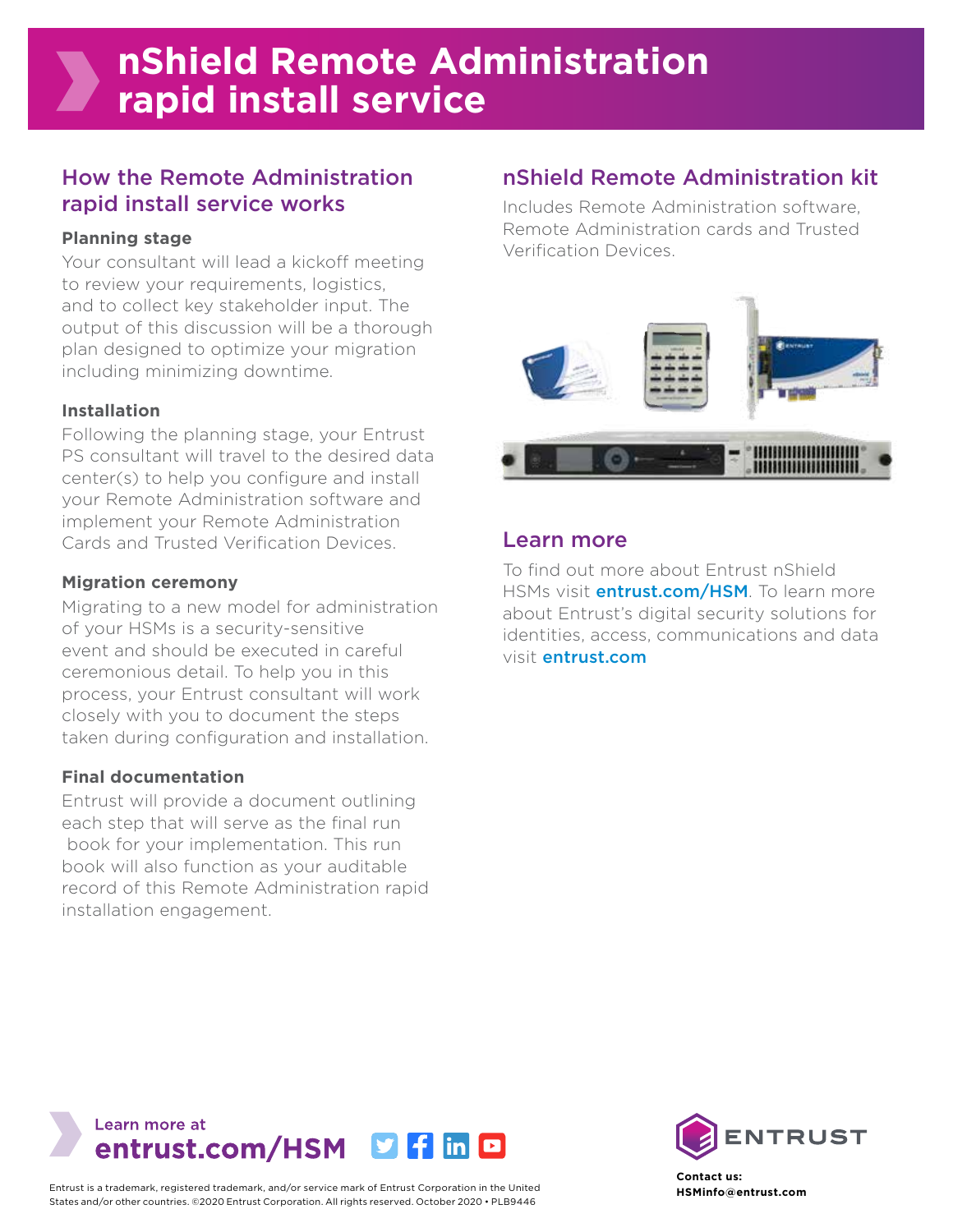# nShield Remote Administration rapid install service

## How the Remote Administration rapid install service works

### Planning stage

Your consultant will lead a kickoff meeting to review your requirements, logistics, and to collect key stakeholder input. The output of this discussion will be a thorough plan designed to optimize your migration including minimizing downtime.

### Installation

Following the planning stage, your Entrust PS consultant will travel to the desired data center(s) to help you configure and install your Remote Administration software and implement your Remote Administration Cards and Trusted Verification Devices.

### Migration ceremony

Migrating to a new model for administration of your HSMs is a security-sensitive event and should be executed in careful ceremonious detail. To help you in this process, your Entrust consultant will work closely with you to document the steps taken during configuration and installation.

### Final documentation

Entrust will provide a document outlining each step that will serve as the final run book for your implementation. This run book will also function as your auditable record of this Remote Administration rapid installation engagement.

## nShield Remote Administration kit

Includes Remote Administration software, Remote Administration cards and Trusted Verification Devices.

## Learn more

To find out more about Entrust nShield HSMs visit **entrust.com/HSM**. To learn more about Entrust's digital security solutions for identities, access, communications and data visit **entrust.com**

Learn more at
**entrust.com/HSM**

Entrust is a trademark, registered trademark, and/or service mark of Entrust Corporation in the United States and/or other countries. ©2020 Entrust Corporation. All rights reserved. October 2020 • PLB9446

ENTRUST

**Contact us:**
**HSMinfo@entrust.com**